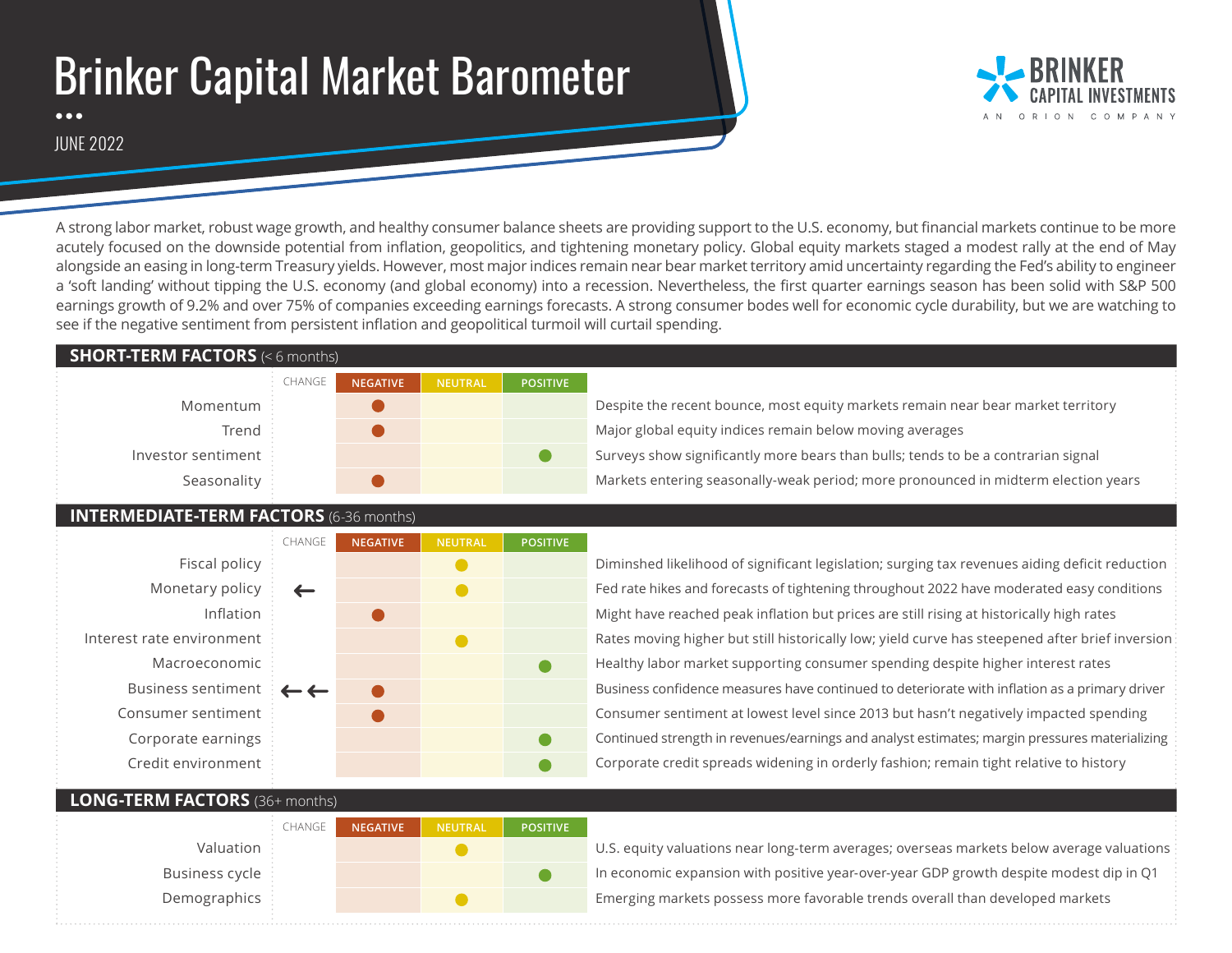# Brinker Capital Market Barometer

JUNE 2022

A strong labor market, robust wage growth, and healthy consumer balance sheets are providing support to the U.S. economy, but financial markets continue to be more acutely focused on the downside potential from inflation, geopolitics, and tightening monetary policy. Global equity markets staged a modest rally at the end of May alongside an easing in long-term Treasury yields. However, most major indices remain near bear market territory amid uncertainty regarding the Fed's ability to engineer a 'soft landing' without tipping the U.S. economy (and global economy) into a recession. Nevertheless, the first quarter earnings season has been solid with S&P 500 earnings growth of 9.2% and over 75% of companies exceeding earnings forecasts. A strong consumer bodes well for economic cycle durability, but we are watching to see if the negative sentiment from persistent inflation and geopolitical turmoil will curtail spending.

## SHORT-TERM FACTORS (< 6 months)

| | CHANGE | NEGATIVE | NEUTRAL | POSITIVE | |
|---|---|---|---|---|---|
| Momentum | | ● | | | Despite the recent bounce, most equity markets remain near bear market territory |
| Trend | | ● | | | Major global equity indices remain below moving averages |
| Investor sentiment | | | | ● | Surveys show significantly more bears than bulls; tends to be a contrarian signal |
| Seasonality | | ● | | | Markets entering seasonally-weak period; more pronounced in midterm election years |

## INTERMEDIATE-TERM FACTORS (6-36 months)

| | CHANGE | NEGATIVE | NEUTRAL | POSITIVE | |
|---|---|---|---|---|---|
| Fiscal policy | | | ● | | Diminshed likelihood of significant legislation; surging tax revenues aiding deficit reduction |
| Monetary policy | ← | | ● | | Fed rate hikes and forecasts of tightening throughout 2022 have moderated easy conditions |
| Inflation | | ● | | | Might have reached peak inflation but prices are still rising at historically high rates |
| Interest rate environment | | | ● | | Rates moving higher but still historically low; yield curve has steepened after brief inversion |
| Macroeconomic | | | | ● | Healthy labor market supporting consumer spending despite higher interest rates |
| Business sentiment | ← ← | ● | | | Business confidence measures have continued to deteriorate with inflation as a primary driver |
| Consumer sentiment | | ● | | | Consumer sentiment at lowest level since 2013 but hasn't negatively impacted spending |
| Corporate earnings | | | | ● | Continued strength in revenues/earnings and analyst estimates; margin pressures materializing |
| Credit environment | | | | ● | Corporate credit spreads widening in orderly fashion; remain tight relative to history |

## LONG-TERM FACTORS (36+ months)

| | CHANGE | NEGATIVE | NEUTRAL | POSITIVE | |
|---|---|---|---|---|---|
| Valuation | | | ● | | U.S. equity valuations near long-term averages; overseas markets below average valuations |
| Business cycle | | | | ● | In economic expansion with positive year-over-year GDP growth despite modest dip in Q1 |
| Demographics | | | ● | | Emerging markets possess more favorable trends overall than developed markets |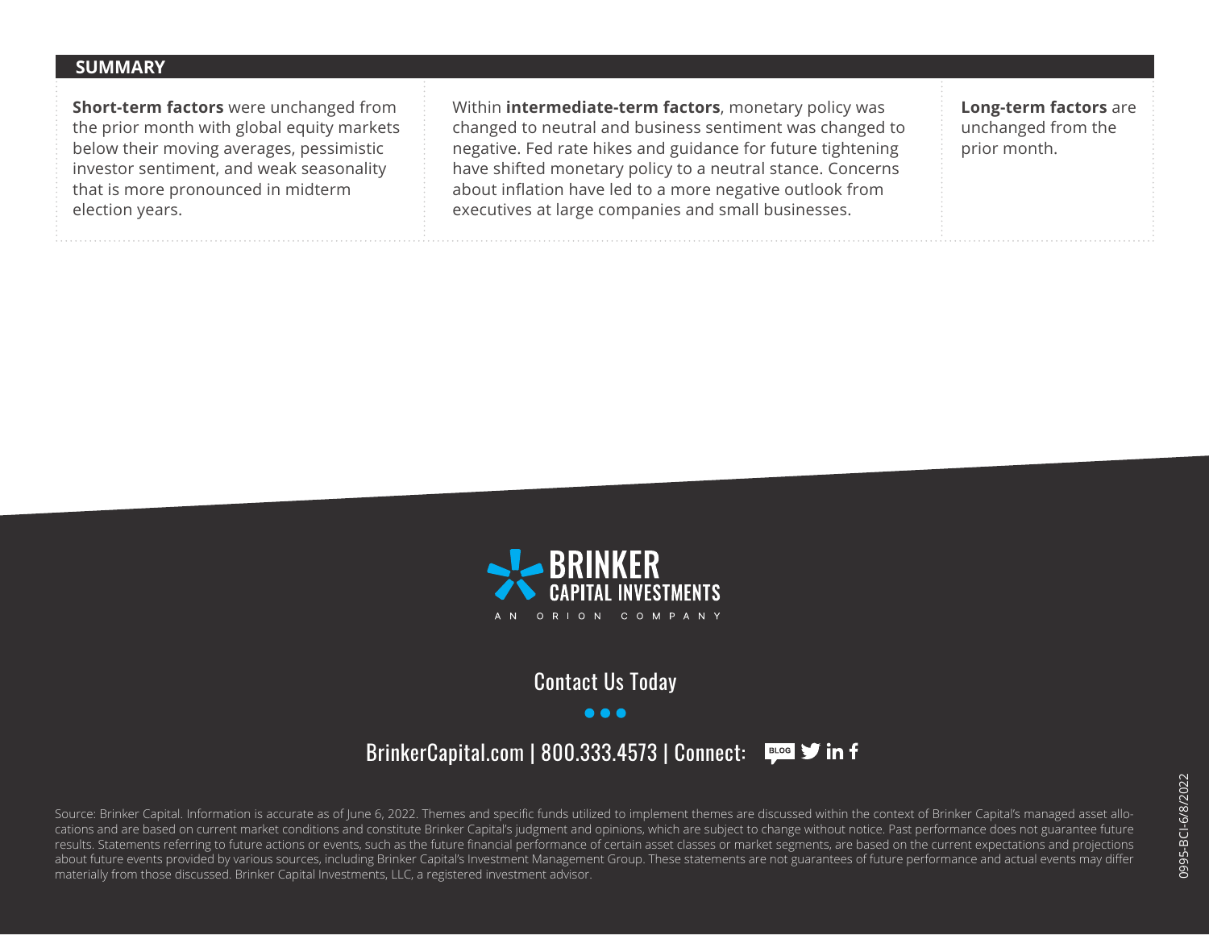## SUMMARY

**Short-term factors** were unchanged from the prior month with global equity markets below their moving averages, pessimistic investor sentiment, and weak seasonality that is more pronounced in midterm election years.

Within **intermediate-term factors**, monetary policy was changed to neutral and business sentiment was changed to negative. Fed rate hikes and guidance for future tightening have shifted monetary policy to a neutral stance. Concerns about inflation have led to a more negative outlook from executives at large companies and small businesses.

**Long-term factors** are unchanged from the prior month.

BRINKER CAPITAL INVESTMENTS

AN ORION COMPANY

Contact Us Today

BrinkerCapital.com | 800.333.4573 | Connect:

Source: Brinker Capital. Information is accurate as of June 6, 2022. Themes and specific funds utilized to implement themes are discussed within the context of Brinker Capital's managed asset allocations and are based on current market conditions and constitute Brinker Capital's judgment and opinions, which are subject to change without notice. Past performance does not guarantee future results. Statements referring to future actions or events, such as the future financial performance of certain asset classes or market segments, are based on the current expectations and projections about future events provided by various sources, including Brinker Capital's Investment Management Group. These statements are not guarantees of future performance and actual events may differ materially from those discussed. Brinker Capital Investments, LLC, a registered investment advisor.

0995-BCI-6/8/2022